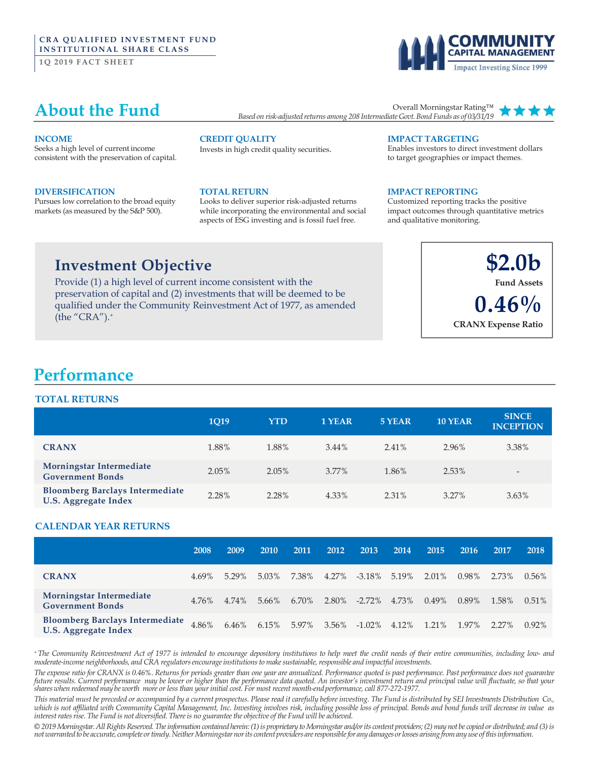CRA QUALIFIED INVESTMENT FUND
INSTITUTIONAL SHARE CLASS

1Q 2019 FACT SHEET

COMMUNITY CAPITAL MANAGEMENT
Impact Investing Since 1999

# About the Fund

Overall Morningstar Rating™ ★★★★
*Based on risk-adjusted returns among 208 Intermediate Govt. Bond Funds as of 03/31/19*

**INCOME**
Seeks a high level of current income consistent with the preservation of capital.

**CREDIT QUALITY**
Invests in high credit quality securities.

**IMPACT TARGETING**
Enables investors to direct investment dollars to target geographies or impact themes.

**DIVERSIFICATION**
Pursues low correlation to the broad equity markets (as measured by the S&P 500).

**TOTAL RETURN**
Looks to deliver superior risk-adjusted returns while incorporating the environmental and social aspects of ESG investing and is fossil fuel free.

**IMPACT REPORTING**
Customized reporting tracks the positive impact outcomes through quantitative metrics and qualitative monitoring.

## Investment Objective

Provide (1) a high level of current income consistent with the preservation of capital and (2) investments that will be deemed to be qualified under the Community Reinvestment Act of 1977, as amended (the "CRA").+

**$2.0b**
Fund Assets

**0.46%**
CRANX Expense Ratio

# Performance

## TOTAL RETURNS

| | 1Q19 | YTD | 1 YEAR | 5 YEAR | 10 YEAR | SINCE INCEPTION |
|---|---|---|---|---|---|---|
| CRANX | 1.88% | 1.88% | 3.44% | 2.41% | 2.96% | 3.38% |
| Morningstar Intermediate Government Bonds | 2.05% | 2.05% | 3.77% | 1.86% | 2.53% | - |
| Bloomberg Barclays Intermediate U.S. Aggregate Index | 2.28% | 2.28% | 4.33% | 2.31% | 3.27% | 3.63% |

## CALENDAR YEAR RETURNS

| | 2008 | 2009 | 2010 | 2011 | 2012 | 2013 | 2014 | 2015 | 2016 | 2017 | 2018 |
|---|---|---|---|---|---|---|---|---|---|---|---|
| CRANX | 4.69% | 5.29% | 5.03% | 7.38% | 4.27% | -3.18% | 5.19% | 2.01% | 0.98% | 2.73% | 0.56% |
| Morningstar Intermediate Government Bonds | 4.76% | 4.74% | 5.66% | 6.70% | 2.80% | -2.72% | 4.73% | 0.49% | 0.89% | 1.58% | 0.51% |
| Bloomberg Barclays Intermediate U.S. Aggregate Index | 4.86% | 6.46% | 6.15% | 5.97% | 3.56% | -1.02% | 4.12% | 1.21% | 1.97% | 2.27% | 0.92% |

*+ The Community Reinvestment Act of 1977 is intended to encourage depository institutions to help meet the credit needs of their entire communities, including low- and moderate-income neighborhoods, and CRA regulators encourage institutions to make sustainable, responsible and impactful investments.*

*The expense ratio for CRANX is 0.46%. Returns for periods greater than one year are annualized. Performance quoted is past performance. Past performance does not guarantee future results. Current performance may be lower or higher than the performance data quoted. An investor's investment return and principal value will fluctuate, so that your shares when redeemed may be worth more or less than your initial cost. For most recent month-end performance, call 877-272-1977.*

*This material must be preceded or accompanied by a current prospectus. Please read it carefully before investing. The Fund is distributed by SEI Investments Distribution Co., which is not affiliated with Community Capital Management, Inc. Investing involves risk, including possible loss of principal. Bonds and bond funds will decrease in value as interest rates rise. The Fund is not diversified. There is no guarantee the objective of the Fund will be achieved.*

*© 2019 Morningstar. All Rights Reserved. The information contained herein: (1) is proprietary to Morningstar and/or its content providers; (2) may not be copied or distributed; and (3) is not warranted to be accurate, complete or timely. Neither Morningstar nor its content providers are responsible for any damages or losses arising from any use of this information.*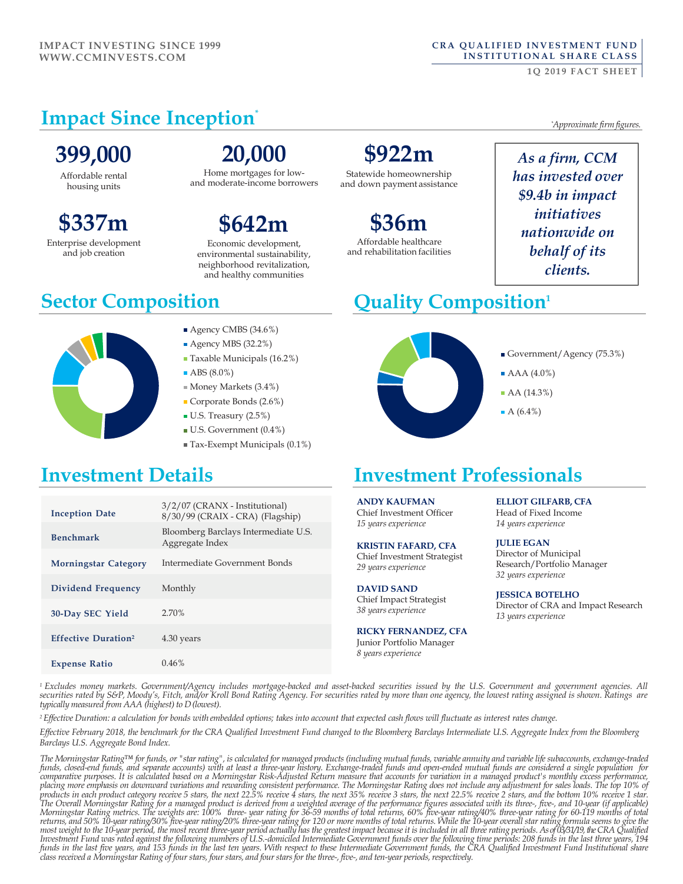IMPACT INVESTING SINCE 1999
WWW.CCMINVESTS.COM

CRA QUALIFIED INVESTMENT FUND
INSTITUTIONAL SHARE CLASS
1Q 2019 FACT SHEET

## Impact Since Inception*

*Approximate firm figures.*

**399,000**
Affordable rental housing units

**20,000**
Home mortgages for low- and moderate-income borrowers

**$922m**
Statewide homeownership and down payment assistance

**$337m**
Enterprise development and job creation

**$642m**
Economic development, environmental sustainability, neighborhood revitalization, and healthy communities

**$36m**
Affordable healthcare and rehabilitation facilities

***As a firm, CCM has invested over $9.4b in impact initiatives nationwide on behalf of its clients.***

## Sector Composition

- Agency CMBS (34.6%)
- Agency MBS (32.2%)
- Taxable Municipals (16.2%)
- ABS (8.0%)
- Money Markets (3.4%)
- Corporate Bonds (2.6%)
- U.S. Treasury (2.5%)
- U.S. Government (0.4%)
- Tax-Exempt Municipals (0.1%)

## Quality Composition[1]

- Government/Agency (75.3%)
- AAA (4.0%)
- AA (14.3%)
- A (6.4%)

## Investment Details

| | |
|---|---|
| **Inception Date** | 3/2/07 (CRANX - Institutional)<br>8/30/99 (CRAIX - CRA) (Flagship) |
| **Benchmark** | Bloomberg Barclays Intermediate U.S. Aggregate Index |
| **Morningstar Category** | Intermediate Government Bonds |
| **Dividend Frequency** | Monthly |
| **30-Day SEC Yield** | 2.70% |
| **Effective Duration[2]** | 4.30 years |
| **Expense Ratio** | 0.46% |

## Investment Professionals

**ANDY KAUFMAN**
Chief Investment Officer
*15 years experience*

**KRISTIN FAFARD, CFA**
Chief Investment Strategist
*29 years experience*

**DAVID SAND**
Chief Impact Strategist
*38 years experience*

**RICKY FERNANDEZ, CFA**
Junior Portfolio Manager
*8 years experience*

**ELLIOT GILFARB, CFA**
Head of Fixed Income
*14 years experience*

**JULIE EGAN**
Director of Municipal Research/Portfolio Manager
*32 years experience*

**JESSICA BOTELHO**
Director of CRA and Impact Research
*13 years experience*

*[1] Excludes money markets. Government/Agency includes mortgage-backed and asset-backed securities issued by the U.S. Government and government agencies. All securities rated by S&P, Moody's, Fitch, and/or Kroll Bond Rating Agency. For securities rated by more than one agency, the lowest rating assigned is shown. Ratings are typically measured from AAA (highest) to D (lowest).*

*[2] Effective Duration: a calculation for bonds with embedded options; takes into account that expected cash flows will fluctuate as interest rates change.*

*Effective February 2018, the benchmark for the CRA Qualified Investment Fund changed to the Bloomberg Barclays Intermediate U.S. Aggregate Index from the Bloomberg Barclays U.S. Aggregate Bond Index.*

*The Morningstar Rating™ for funds, or "star rating", is calculated for managed products (including mutual funds, variable annuity and variable life subaccounts, exchange-traded funds, closed-end funds, and separate accounts) with at least a three-year history. Exchange-traded funds and open-ended mutual funds are considered a single population for comparative purposes. It is calculated based on a Morningstar Risk-Adjusted Return measure that accounts for variation in a managed product's monthly excess performance, placing more emphasis on downward variations and rewarding consistent performance. The Morningstar Rating does not include any adjustment for sales loads. The top 10% of products in each product category receive 5 stars, the next 22.5% receive 4 stars, the next 35% receive 3 stars, the next 22.5% receive 2 stars, and the bottom 10% receive 1 star. The Overall Morningstar Rating for a managed product is derived from a weighted average of the performance figures associated with its three-, five-, and 10-year (if applicable) Morningstar Rating metrics. The weights are: 100% three- year rating for 36-59 months of total returns, 60% five-year rating/40% three-year rating for 60-119 months of total returns, and 50% 10-year rating/30% five-year rating/20% three-year rating for 120 or more months of total returns. While the 10-year overall star rating formula seems to give the most weight to the 10-year period, the most recent three-year period actually has the greatest impact because it is included in all three rating periods. As of 03/31/19, the CRA Qualified Investment Fund was rated against the following numbers of U.S.-domiciled Intermediate Government funds over the following time periods: 208 funds in the last three years, 194 funds in the last five years, and 153 funds in the last ten years. With respect to these Intermediate Government funds, the CRA Qualified Investment Fund Institutional share class received a Morningstar Rating of four stars, four stars, and four stars for the three-, five-, and ten-year periods, respectively.*